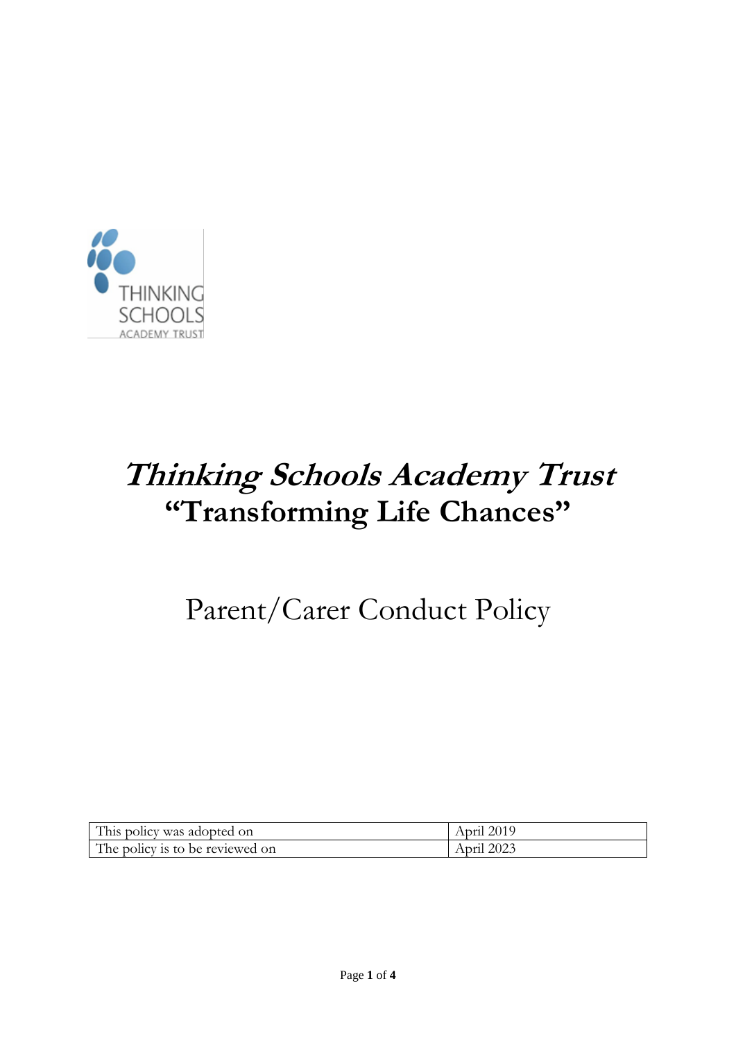# *Thinking Schools Academy Trust*
# "Transforming Life Chances"

## Parent/Carer Conduct Policy

| This policy was adopted on | April 2019 |
|---|---|
| The policy is to be reviewed on | April 2023 |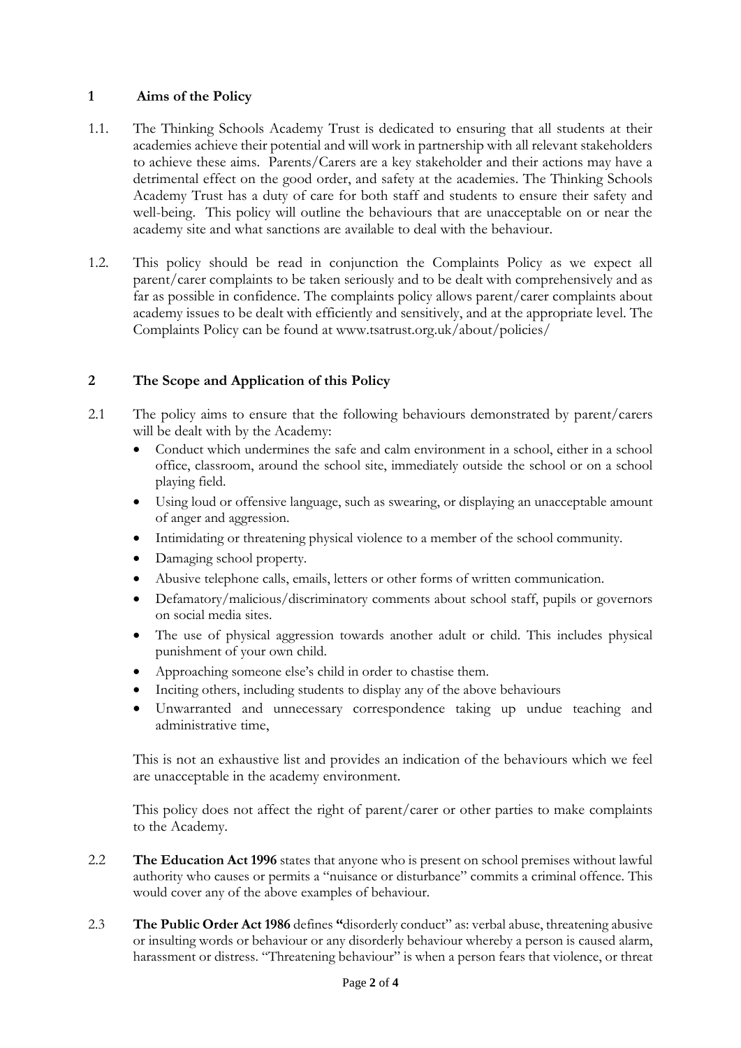## 1 Aims of the Policy

1.1. The Thinking Schools Academy Trust is dedicated to ensuring that all students at their academies achieve their potential and will work in partnership with all relevant stakeholders to achieve these aims. Parents/Carers are a key stakeholder and their actions may have a detrimental effect on the good order, and safety at the academies. The Thinking Schools Academy Trust has a duty of care for both staff and students to ensure their safety and well-being. This policy will outline the behaviours that are unacceptable on or near the academy site and what sanctions are available to deal with the behaviour.

1.2. This policy should be read in conjunction the Complaints Policy as we expect all parent/carer complaints to be taken seriously and to be dealt with comprehensively and as far as possible in confidence. The complaints policy allows parent/carer complaints about academy issues to be dealt with efficiently and sensitively, and at the appropriate level. The Complaints Policy can be found at www.tsatrust.org.uk/about/policies/

## 2 The Scope and Application of this Policy

2.1 The policy aims to ensure that the following behaviours demonstrated by parent/carers will be dealt with by the Academy:

- Conduct which undermines the safe and calm environment in a school, either in a school office, classroom, around the school site, immediately outside the school or on a school playing field.
- Using loud or offensive language, such as swearing, or displaying an unacceptable amount of anger and aggression.
- Intimidating or threatening physical violence to a member of the school community.
- Damaging school property.
- Abusive telephone calls, emails, letters or other forms of written communication.
- Defamatory/malicious/discriminatory comments about school staff, pupils or governors on social media sites.
- The use of physical aggression towards another adult or child. This includes physical punishment of your own child.
- Approaching someone else's child in order to chastise them.
- Inciting others, including students to display any of the above behaviours
- Unwarranted and unnecessary correspondence taking up undue teaching and administrative time,

This is not an exhaustive list and provides an indication of the behaviours which we feel are unacceptable in the academy environment.

This policy does not affect the right of parent/carer or other parties to make complaints to the Academy.

2.2 **The Education Act 1996** states that anyone who is present on school premises without lawful authority who causes or permits a "nuisance or disturbance" commits a criminal offence. This would cover any of the above examples of behaviour.

2.3 **The Public Order Act 1986** defines **"**disorderly conduct" as: verbal abuse, threatening abusive or insulting words or behaviour or any disorderly behaviour whereby a person is caused alarm, harassment or distress. "Threatening behaviour" is when a person fears that violence, or threat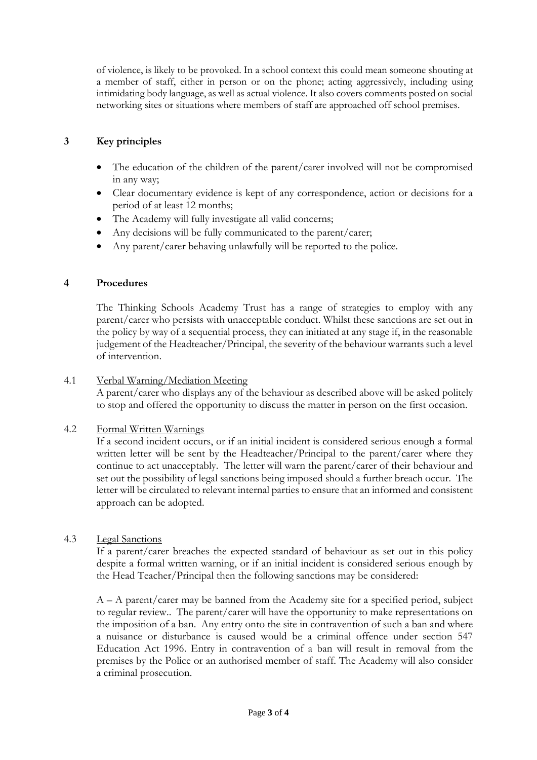of violence, is likely to be provoked. In a school context this could mean someone shouting at a member of staff, either in person or on the phone; acting aggressively, including using intimidating body language, as well as actual violence. It also covers comments posted on social networking sites or situations where members of staff are approached off school premises.

## 3 Key principles

- The education of the children of the parent/carer involved will not be compromised in any way;
- Clear documentary evidence is kept of any correspondence, action or decisions for a period of at least 12 months;
- The Academy will fully investigate all valid concerns;
- Any decisions will be fully communicated to the parent/carer;
- Any parent/carer behaving unlawfully will be reported to the police.

## 4 Procedures

The Thinking Schools Academy Trust has a range of strategies to employ with any parent/carer who persists with unacceptable conduct. Whilst these sanctions are set out in the policy by way of a sequential process, they can initiated at any stage if, in the reasonable judgement of the Headteacher/Principal, the severity of the behaviour warrants such a level of intervention.

### 4.1 Verbal Warning/Mediation Meeting

A parent/carer who displays any of the behaviour as described above will be asked politely to stop and offered the opportunity to discuss the matter in person on the first occasion.

### 4.2 Formal Written Warnings

If a second incident occurs, or if an initial incident is considered serious enough a formal written letter will be sent by the Headteacher/Principal to the parent/carer where they continue to act unacceptably. The letter will warn the parent/carer of their behaviour and set out the possibility of legal sanctions being imposed should a further breach occur. The letter will be circulated to relevant internal parties to ensure that an informed and consistent approach can be adopted.

### 4.3 Legal Sanctions

If a parent/carer breaches the expected standard of behaviour as set out in this policy despite a formal written warning, or if an initial incident is considered serious enough by the Head Teacher/Principal then the following sanctions may be considered:

A – A parent/carer may be banned from the Academy site for a specified period, subject to regular review.. The parent/carer will have the opportunity to make representations on the imposition of a ban. Any entry onto the site in contravention of such a ban and where a nuisance or disturbance is caused would be a criminal offence under section 547 Education Act 1996. Entry in contravention of a ban will result in removal from the premises by the Police or an authorised member of staff. The Academy will also consider a criminal prosecution.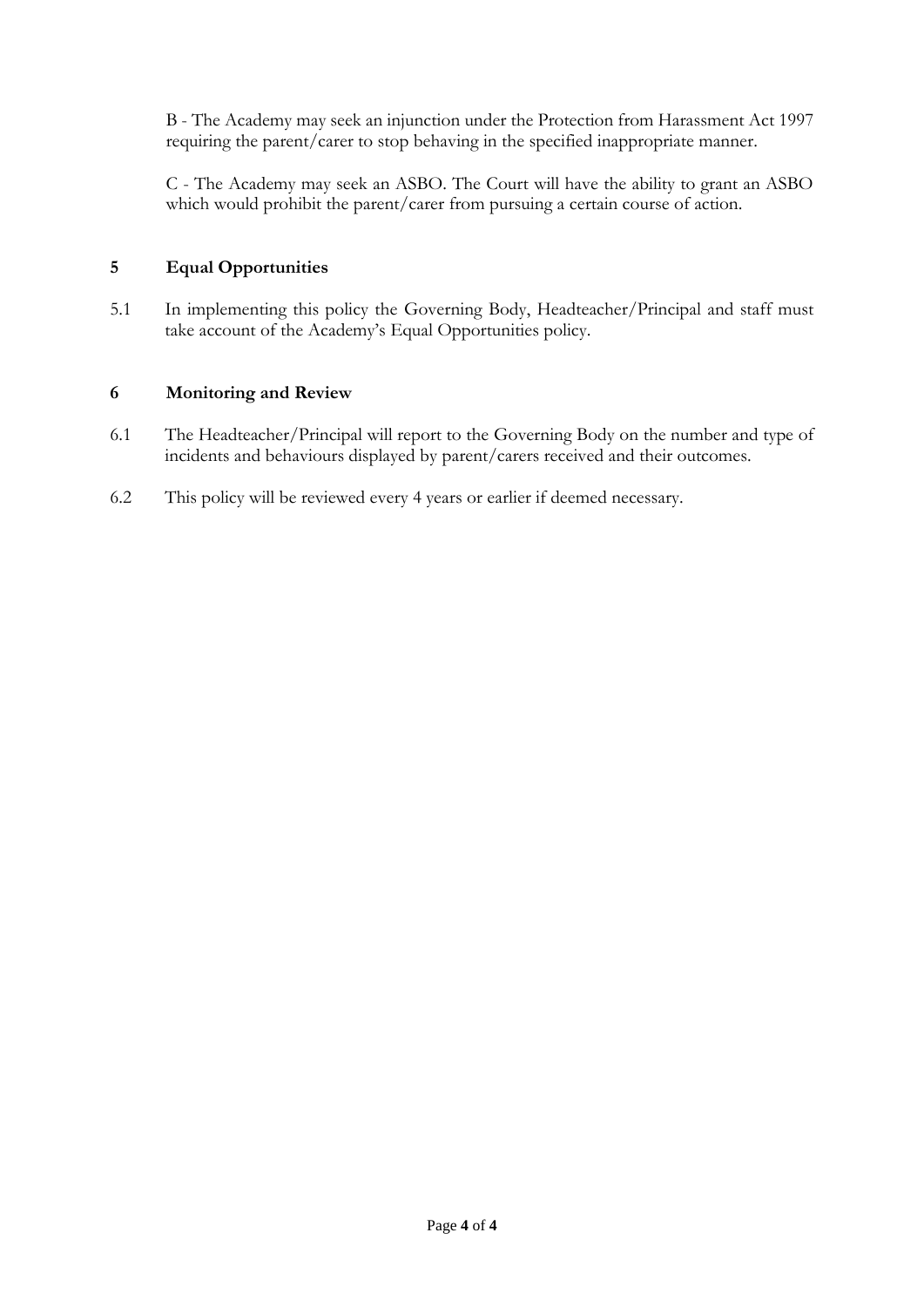B - The Academy may seek an injunction under the Protection from Harassment Act 1997 requiring the parent/carer to stop behaving in the specified inappropriate manner.

C - The Academy may seek an ASBO. The Court will have the ability to grant an ASBO which would prohibit the parent/carer from pursuing a certain course of action.

## 5 Equal Opportunities

5.1 In implementing this policy the Governing Body, Headteacher/Principal and staff must take account of the Academy's Equal Opportunities policy.

## 6 Monitoring and Review

6.1 The Headteacher/Principal will report to the Governing Body on the number and type of incidents and behaviours displayed by parent/carers received and their outcomes.

6.2 This policy will be reviewed every 4 years or earlier if deemed necessary.